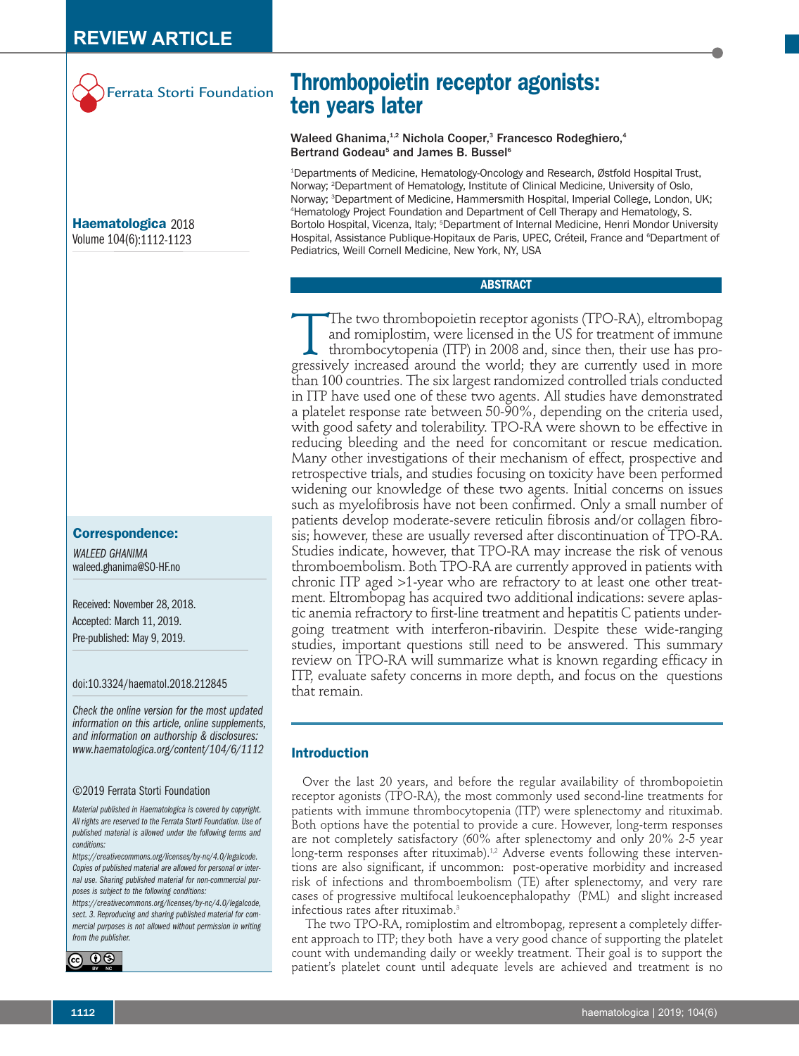REVIEW ARTICLE

Ferrata Storti Foundation

# Thrombopoietin receptor agonists: ten years later

Waleed Ghanima,[1,2] Nichola Cooper,[3] Francesco Rodeghiero,[4] Bertrand Godeau[5] and James B. Bussel[6]

[1]Departments of Medicine, Hematology-Oncology and Research, Østfold Hospital Trust, Norway; [2]Department of Hematology, Institute of Clinical Medicine, University of Oslo, Norway; [3]Department of Medicine, Hammersmith Hospital, Imperial College, London, UK; [4]Hematology Project Foundation and Department of Cell Therapy and Hematology, S. Bortolo Hospital, Vicenza, Italy; [5]Department of Internal Medicine, Henri Mondor University Hospital, Assistance Publique-Hopitaux de Paris, UPEC, Créteil, France and [6]Department of Pediatrics, Weill Cornell Medicine, New York, NY, USA

**Haematologica** 2018
Volume 104(6):1112-1123

**Correspondence:**

*WALEED GHANIMA*
waleed.ghanima@SO-HF.no

Received: November 28, 2018.
Accepted: March 11, 2019.
Pre-published: May 9, 2019.

doi:10.3324/haematol.2018.212845

*Check the online version for the most updated information on this article, online supplements, and information on authorship & disclosures: www.haematologica.org/content/104/6/1112*

©2019 Ferrata Storti Foundation

*Material published in Haematologica is covered by copyright. All rights are reserved to the Ferrata Storti Foundation. Use of published material is allowed under the following terms and conditions: https://creativecommons.org/licenses/by-nc/4.0/legalcode. Copies of published material are allowed for personal or internal use. Sharing published material for non-commercial purposes is subject to the following conditions: https://creativecommons.org/licenses/by-nc/4.0/legalcode, sect. 3. Reproducing and sharing published material for commercial purposes is not allowed without permission in writing from the publisher.*

## ABSTRACT

The two thrombopoietin receptor agonists (TPO-RA), eltrombopag and romiplostim, were licensed in the US for treatment of immune thrombocytopenia (ITP) in 2008 and, since then, their use has progressively increased around the world; they are currently used in more than 100 countries. The six largest randomized controlled trials conducted in ITP have used one of these two agents. All studies have demonstrated a platelet response rate between 50-90%, depending on the criteria used, with good safety and tolerability. TPO-RA were shown to be effective in reducing bleeding and the need for concomitant or rescue medication. Many other investigations of their mechanism of effect, prospective and retrospective trials, and studies focusing on toxicity have been performed widening our knowledge of these two agents. Initial concerns on issues such as myelofibrosis have not been confirmed. Only a small number of patients develop moderate-severe reticulin fibrosis and/or collagen fibrosis; however, these are usually reversed after discontinuation of TPO-RA. Studies indicate, however, that TPO-RA may increase the risk of venous thromboembolism. Both TPO-RA are currently approved in patients with chronic ITP aged >1-year who are refractory to at least one other treatment. Eltrombopag has acquired two additional indications: severe aplastic anemia refractory to first-line treatment and hepatitis C patients undergoing treatment with interferon-ribavirin. Despite these wide-ranging studies, important questions still need to be answered. This summary review on TPO-RA will summarize what is known regarding efficacy in ITP, evaluate safety concerns in more depth, and focus on the questions that remain.

## Introduction

Over the last 20 years, and before the regular availability of thrombopoietin receptor agonists (TPO-RA), the most commonly used second-line treatments for patients with immune thrombocytopenia (ITP) were splenectomy and rituximab. Both options have the potential to provide a cure. However, long-term responses are not completely satisfactory (60% after splenectomy and only 20% 2-5 year long-term responses after rituximab).[1,2] Adverse events following these interventions are also significant, if uncommon: post-operative morbidity and increased risk of infections and thromboembolism (TE) after splenectomy, and very rare cases of progressive multifocal leukoencephalopathy (PML) and slight increased infectious rates after rituximab.[3]

The two TPO-RA, romiplostim and eltrombopag, represent a completely different approach to ITP; they both have a very good chance of supporting the platelet count with undemanding daily or weekly treatment. Their goal is to support the patient's platelet count until adequate levels are achieved and treatment is no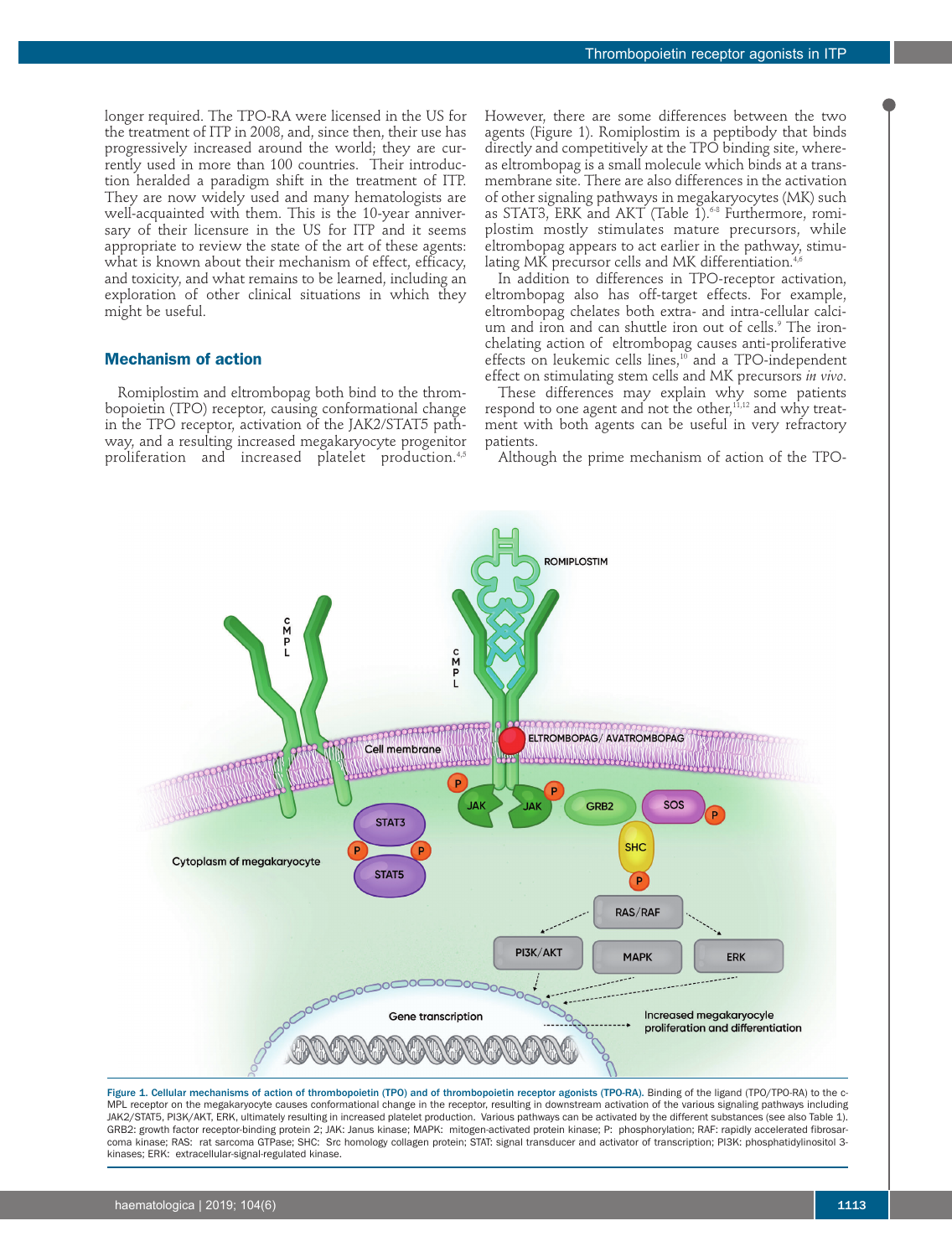longer required. The TPO-RA were licensed in the US for the treatment of ITP in 2008, and, since then, their use has progressively increased around the world; they are currently used in more than 100 countries. Their introduction heralded a paradigm shift in the treatment of ITP. They are now widely used and many hematologists are well-acquainted with them. This is the 10-year anniversary of their licensure in the US for ITP and it seems appropriate to review the state of the art of these agents: what is known about their mechanism of effect, efficacy, and toxicity, and what remains to be learned, including an exploration of other clinical situations in which they might be useful.

## Mechanism of action

Romiplostim and eltrombopag both bind to the thrombopoietin (TPO) receptor, causing conformational change in the TPO receptor, activation of the JAK2/STAT5 pathway, and a resulting increased megakaryocyte progenitor proliferation and increased platelet production.[4,5]

However, there are some differences between the two agents (Figure 1). Romiplostim is a peptibody that binds directly and competitively at the TPO binding site, whereas eltrombopag is a small molecule which binds at a transmembrane site. There are also differences in the activation of other signaling pathways in megakaryocytes (MK) such as STAT3, ERK and AKT (Table 1).[6-8] Furthermore, romiplostim mostly stimulates mature precursors, while eltrombopag appears to act earlier in the pathway, stimulating MK precursor cells and MK differentiation.[4,6]

In addition to differences in TPO-receptor activation, eltrombopag also has off-target effects. For example, eltrombopag chelates both extra- and intra-cellular calcium and iron and can shuttle iron out of cells.[9] The iron-chelating action of eltrombopag causes anti-proliferative effects on leukemic cells lines,[10] and a TPO-independent effect on stimulating stem cells and MK precursors *in vivo*.

These differences may explain why some patients respond to one agent and not the other,[11,12] and why treatment with both agents can be useful in very refractory patients.

Although the prime mechanism of action of the TPO-

**Figure 1. Cellular mechanisms of action of thrombopoietin (TPO) and of thrombopoietin receptor agonists (TPO-RA).** Binding of the ligand (TPO/TPO-RA) to the c-MPL receptor on the megakaryocyte causes conformational change in the receptor, resulting in downstream activation of the various signaling pathways including JAK2/STAT5, PI3K/AKT, ERK, ultimately resulting in increased platelet production. Various pathways can be activated by the different substances (see also Table 1). GRB2: growth factor receptor-binding protein 2; JAK: Janus kinase; MAPK: mitogen-activated protein kinase; P: phosphorylation; RAF: rapidly accelerated fibrosarcoma kinase; RAS: rat sarcoma GTPase; SHC: Src homology collagen protein; STAT: signal transducer and activator of transcription; PI3K: phosphatidylinositol 3-kinases; ERK: extracellular-signal-regulated kinase.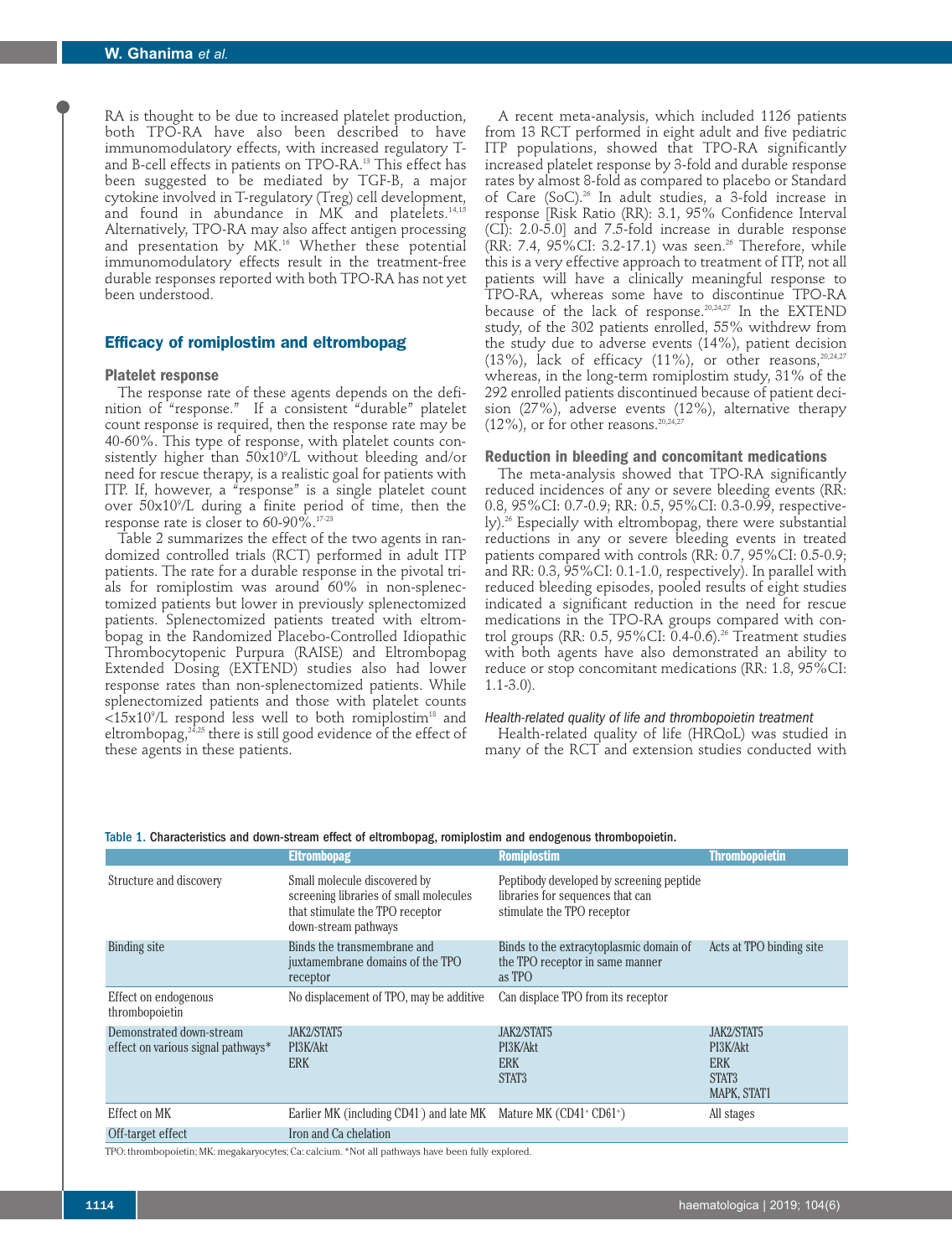RA is thought to be due to increased platelet production, both TPO-RA have also been described to have immunomodulatory effects, with increased regulatory T- and B-cell effects in patients on TPO-RA.[13] This effect has been suggested to be mediated by TGF-B, a major cytokine involved in T-regulatory (Treg) cell development, and found in abundance in MK and platelets.[14,15] Alternatively, TPO-RA may also affect antigen processing and presentation by MK.[16] Whether these potential immunomodulatory effects result in the treatment-free durable responses reported with both TPO-RA has not yet been understood.

## Efficacy of romiplostim and eltrombopag

### Platelet response

The response rate of these agents depends on the definition of "response." If a consistent "durable" platelet count response is required, then the response rate may be 40-60%. This type of response, with platelet counts consistently higher than $50 \times 10^9$/L without bleeding and/or need for rescue therapy, is a realistic goal for patients with ITP. If, however, a "response" is a single platelet count over $50 \times 10^9$/L during a finite period of time, then the response rate is closer to 60-90%.[17-23]

Table 2 summarizes the effect of the two agents in randomized controlled trials (RCT) performed in adult ITP patients. The rate for a durable response in the pivotal trials for romiplostim was around 60% in non-splenectomized patients but lower in previously splenectomized patients. Splenectomized patients treated with eltrombopag in the Randomized Placebo-Controlled Idiopathic Thrombocytopenic Purpura (RAISE) and Eltrombopag Extended Dosing (EXTEND) studies also had lower response rates than non-splenectomized patients. While splenectomized patients and those with platelet counts $<15 \times 10^9$/L respond less well to both romiplostim[18] and eltrombopag,[24,25] there is still good evidence of the effect of these agents in these patients.

A recent meta-analysis, which included 1126 patients from 13 RCT performed in eight adult and five pediatric ITP populations, showed that TPO-RA significantly increased platelet response by 3-fold and durable response rates by almost 8-fold as compared to placebo or Standard of Care (SoC).[26] In adult studies, a 3-fold increase in response [Risk Ratio (RR): 3.1, 95% Confidence Interval (CI): 2.0-5.0] and 7.5-fold increase in durable response (RR: 7.4, 95%CI: 3.2-17.1) was seen.[26] Therefore, while this is a very effective approach to treatment of ITP, not all patients will have a clinically meaningful response to TPO-RA, whereas some have to discontinue TPO-RA because of the lack of response.[20,24,27] In the EXTEND study, of the 302 patients enrolled, 55% withdrew from the study due to adverse events (14%), patient decision (13%), lack of efficacy (11%), or other reasons,[20,24,27] whereas, in the long-term romiplostim study, 31% of the 292 enrolled patients discontinued because of patient decision (27%), adverse events (12%), alternative therapy (12%), or for other reasons.[20,24,27]

### Reduction in bleeding and concomitant medications

The meta-analysis showed that TPO-RA significantly reduced incidences of any or severe bleeding events (RR: 0.8, 95%CI: 0.7-0.9; RR: 0.5, 95%CI: 0.3-0.99, respectively).[26] Especially with eltrombopag, there were substantial reductions in any or severe bleeding events in treated patients compared with controls (RR: 0.7, 95%CI: 0.5-0.9; and RR: 0.3, 95%CI: 0.1-1.0, respectively). In parallel with reduced bleeding episodes, pooled results of eight studies indicated a significant reduction in the need for rescue medications in the TPO-RA groups compared with control groups (RR: 0.5, 95%CI: 0.4-0.6).[26] Treatment studies with both agents have also demonstrated an ability to reduce or stop concomitant medications (RR: 1.8, 95%CI: 1.1-3.0).

*Health-related quality of life and thrombopoietin treatment*

Health-related quality of life (HRQoL) was studied in many of the RCT and extension studies conducted with

Table 1. Characteristics and down-stream effect of eltrombopag, romiplostim and endogenous thrombopoietin.

| | Eltrombopag | Romiplostim | Thrombopoietin |
|---|---|---|---|
| Structure and discovery | Small molecule discovered by screening libraries of small molecules that stimulate the TPO receptor down-stream pathways | Peptibody developed by screening peptide libraries for sequences that can stimulate the TPO receptor | |
| Binding site | Binds the transmembrane and juxtamembrane domains of the TPO receptor | Binds to the extracytoplasmic domain of the TPO receptor in same manner as TPO | Acts at TPO binding site |
| Effect on endogenous thrombopoietin | No displacement of TPO, may be additive | Can displace TPO from its receptor | |
| Demonstrated down-stream effect on various signal pathways* | JAK2/STAT5<br>PI3K/Akt<br>ERK | JAK2/STAT5<br>PI3K/Akt<br>ERK<br>STAT3 | JAK2/STAT5<br>PI3K/Akt<br>ERK<br>STAT3<br>MAPK, STAT1 |
| Effect on MK | Earlier MK (including CD41⁻) and late MK | Mature MK (CD41⁺ CD61⁺) | All stages |
| Off-target effect | Iron and Ca chelation | | |

TPO: thrombopoietin; MK: megakaryocytes; Ca: calcium. *Not all pathways have been fully explored.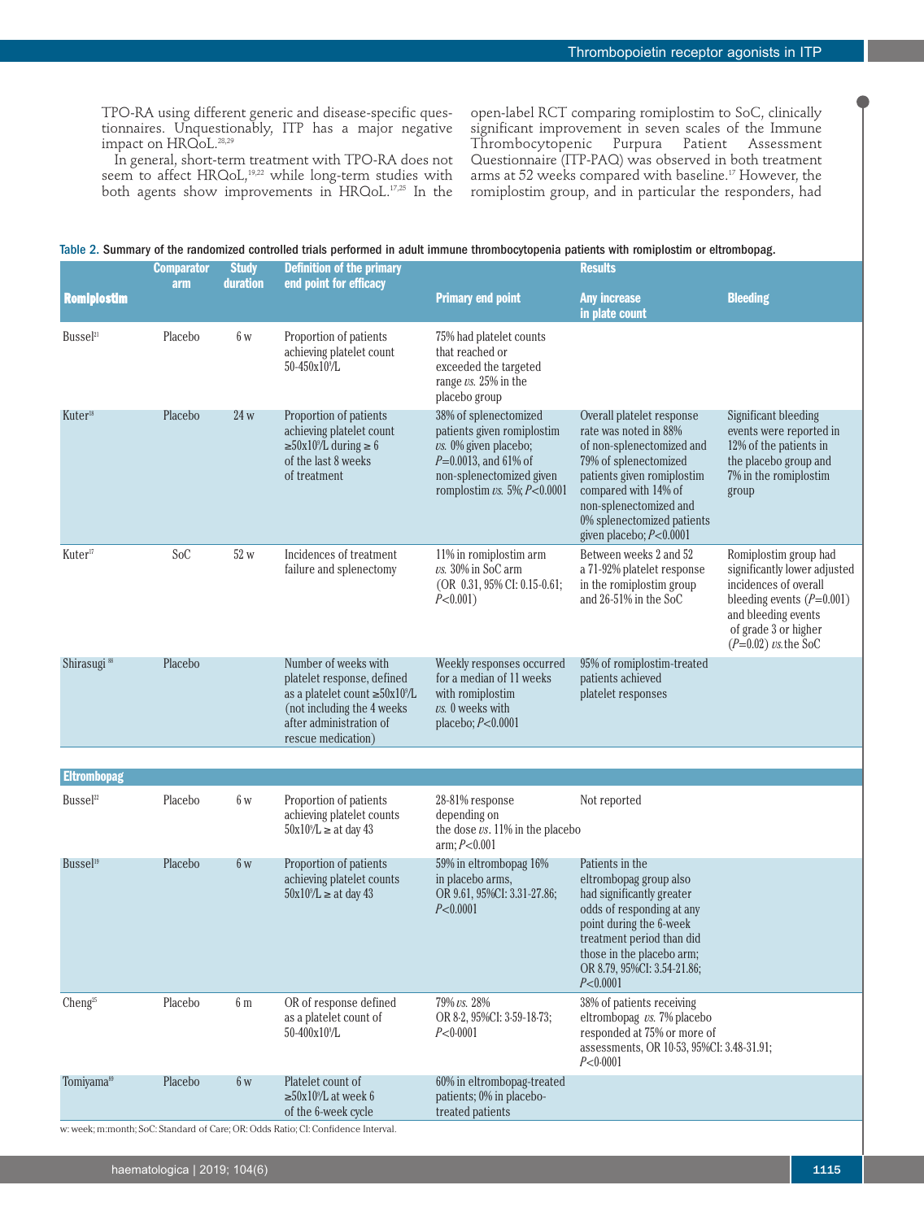TPO-RA using different generic and disease-specific questionnaires. Unquestionably, ITP has a major negative impact on HRQoL.[28,29]

In general, short-term treatment with TPO-RA does not seem to affect HRQoL,[19,22] while long-term studies with both agents show improvements in HRQoL.[17,25] In the open-label RCT comparing romiplostim to SoC, clinically significant improvement in seven scales of the Immune Thrombocytopenic Purpura Patient Assessment Questionnaire (ITP-PAQ) was observed in both treatment arms at 52 weeks compared with baseline.[17] However, the romiplostim group, and in particular the responders, had

**Table 2. Summary of the randomized controlled trials performed in adult immune thrombocytopenia patients with romiplostim or eltrombopag.**

| | Comparator arm | Study duration | Definition of the primary end point for efficacy | Results | | |
|---|---|---|---|---|---|---|
| **Romiplostim** | | | | Primary end point | Any increase in plate count | Bleeding |
| Bussel[21] | Placebo | 6 w | Proportion of patients achieving platelet count 50-450x10⁹/L | 75% had platelet counts that reached or exceeded the targeted range *vs.* 25% in the placebo group | | |
| Kuter[18] | Placebo | 24 w | Proportion of patients achieving platelet count ≥50x10⁹/L during ≥ 6 of the last 8 weeks of treatment | 38% of splenectomized patients given romiplostim *vs.* 0% given placebo; *P*=0.0013, and 61% of non-splenectomized given romplostim *vs.* 5%; *P*<0.0001 | Overall platelet response rate was noted in 88% of non-splenectomized and 79% of splenectomized patients given romiplostim compared with 14% of non-splenectomized and 0% splenectomized patients given placebo; *P*<0.0001 | Significant bleeding events were reported in 12% of the patients in the placebo group and 7% in the romiplostim group |
| Kuter[17] | SoC | 52 w | Incidences of treatment failure and splenectomy | 11% in romiplostim arm *vs.* 30% in SoC arm (OR 0.31, 95% CI: 0.15-0.61; *P*<0.001) | Between weeks 2 and 52 a 71-92% platelet response in the romiplostim group and 26-51% in the SoC | Romiplostim group had significantly lower adjusted incidences of overall bleeding events (*P*=0.001) and bleeding events of grade 3 or higher (*P*=0.02) *vs.* the SoC |
| Shirasugi[88] | Placebo | | Number of weeks with platelet response, defined as a platelet count ≥50x10⁹/L (not including the 4 weeks after administration of rescue medication) | Weekly responses occurred for a median of 11 weeks with romiplostim *vs.* 0 weeks with placebo; *P*<0.0001 | 95% of romiplostim-treated patients achieved platelet responses | |
| **Eltrombopag** | | | | | | |
| Bussel[22] | Placebo | 6 w | Proportion of patients achieving platelet counts 50x10⁹/L ≥ at day 43 | 28-81% response depending on the dose *vs.* 11% in the placebo arm; *P*<0.001 | Not reported | |
| Bussel[19] | Placebo | 6 w | Proportion of patients achieving platelet counts 50x10⁹/L ≥ at day 43 | 59% in eltrombopag 16% in placebo arms, OR 9.61, 95%CI: 3.31-27.86; *P*<0.0001 | Patients in the eltrombopag group also had significantly greater odds of responding at any point during the 6-week treatment period than did those in the placebo arm; OR 8.79, 95%CI: 3.54-21.86; *P*<0.0001 | |
| Cheng[25] | Placebo | 6 m | OR of response defined as a platelet count of 50-400x10⁹/L | 79% *vs.* 28% OR 8·2, 95%CI: 3·59-18·73; *P*<0·0001 | 38% of patients receiving eltrombopag *vs.* 7% placebo responded at 75% or more of assessments, OR 10·53, 95%CI: 3.48-31.91; *P*<0·0001 | |
| Tomiyama[89] | Placebo | 6 w | Platelet count of ≥50x10⁹/L at week 6 of the 6-week cycle | 60% in eltrombopag-treated patients; 0% in placebo-treated patients | | |

w: week; m:month; SoC: Standard of Care; OR: Odds Ratio; CI: Confidence Interval.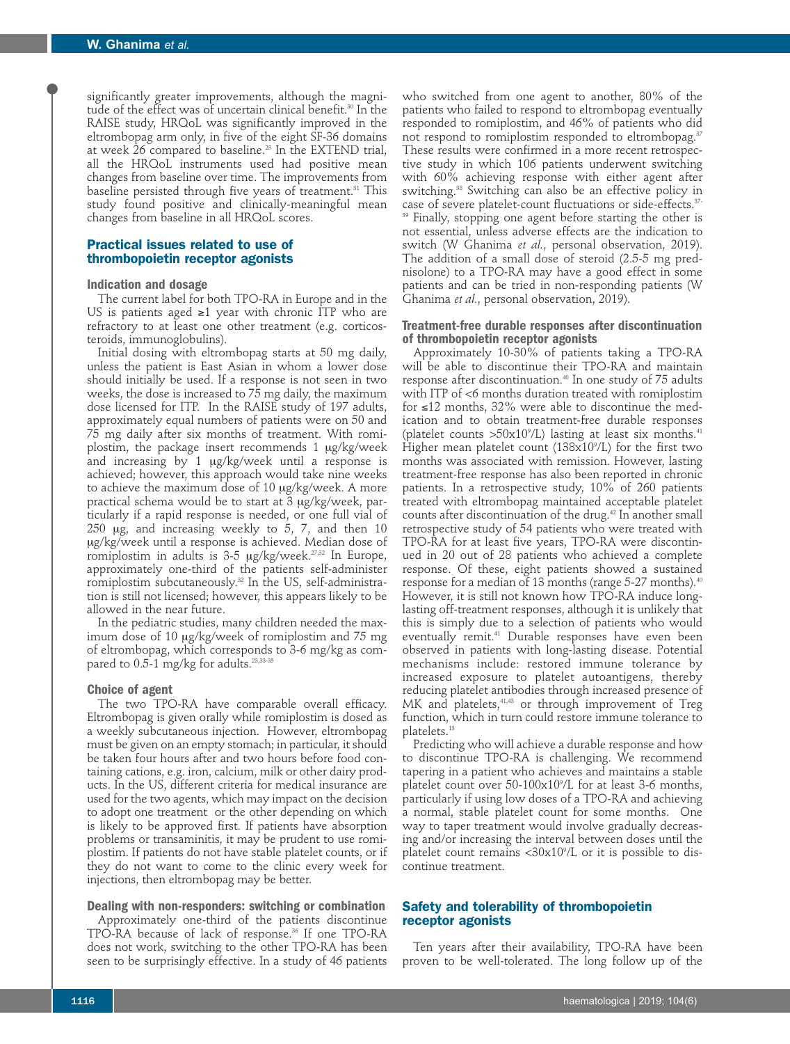significantly greater improvements, although the magnitude of the effect was of uncertain clinical benefit.[30] In the RAISE study, HRQoL was significantly improved in the eltrombopag arm only, in five of the eight SF-36 domains at week 26 compared to baseline.[25] In the EXTEND trial, all the HRQoL instruments used had positive mean changes from baseline over time. The improvements from baseline persisted through five years of treatment.[31] This study found positive and clinically-meaningful mean changes from baseline in all HRQoL scores.

## Practical issues related to use of thrombopoietin receptor agonists

### Indication and dosage

The current label for both TPO-RA in Europe and in the US is patients aged ≥1 year with chronic ITP who are refractory to at least one other treatment (e.g. corticosteroids, immunoglobulins).

Initial dosing with eltrombopag starts at 50 mg daily, unless the patient is East Asian in whom a lower dose should initially be used. If a response is not seen in two weeks, the dose is increased to 75 mg daily, the maximum dose licensed for ITP. In the RAISE study of 197 adults, approximately equal numbers of patients were on 50 and 75 mg daily after six months of treatment. With romiplostim, the package insert recommends 1 μg/kg/week and increasing by 1 μg/kg/week until a response is achieved; however, this approach would take nine weeks to achieve the maximum dose of 10 μg/kg/week. A more practical schema would be to start at 3 μg/kg/week, particularly if a rapid response is needed, or one full vial of 250 μg, and increasing weekly to 5, 7, and then 10 μg/kg/week until a response is achieved. Median dose of romiplostim in adults is 3-5 μg/kg/week.[27,32] In Europe, approximately one-third of the patients self-administer romiplostim subcutaneously.[32] In the US, self-administration is still not licensed; however, this appears likely to be allowed in the near future.

In the pediatric studies, many children needed the maximum dose of 10 μg/kg/week of romiplostim and 75 mg of eltrombopag, which corresponds to 3-6 mg/kg as compared to 0.5-1 mg/kg for adults.[23,33-35]

### Choice of agent

The two TPO-RA have comparable overall efficacy. Eltrombopag is given orally while romiplostim is dosed as a weekly subcutaneous injection. However, eltrombopag must be given on an empty stomach; in particular, it should be taken four hours after and two hours before food containing cations, e.g. iron, calcium, milk or other dairy products. In the US, different criteria for medical insurance are used for the two agents, which may impact on the decision to adopt one treatment or the other depending on which is likely to be approved first. If patients have absorption problems or transaminitis, it may be prudent to use romiplostim. If patients do not have stable platelet counts, or if they do not want to come to the clinic every week for injections, then eltrombopag may be better.

### Dealing with non-responders: switching or combination

Approximately one-third of the patients discontinue TPO-RA because of lack of response.[36] If one TPO-RA does not work, switching to the other TPO-RA has been seen to be surprisingly effective. In a study of 46 patients who switched from one agent to another, 80% of the patients who failed to respond to eltrombopag eventually responded to romiplostim, and 46% of patients who did not respond to romiplostim responded to eltrombopag.[37] These results were confirmed in a more recent retrospective study in which 106 patients underwent switching with 60% achieving response with either agent after switching.[38] Switching can also be an effective policy in case of severe platelet-count fluctuations or side-effects.[37-39] Finally, stopping one agent before starting the other is not essential, unless adverse effects are the indication to switch (W Ghanima *et al.*, personal observation, 2019). The addition of a small dose of steroid (2.5-5 mg prednisolone) to a TPO-RA may have a good effect in some patients and can be tried in non-responding patients (W Ghanima *et al.*, personal observation, 2019).

### Treatment-free durable responses after discontinuation of thrombopoietin receptor agonists

Approximately 10-30% of patients taking a TPO-RA will be able to discontinue their TPO-RA and maintain response after discontinuation.[40] In one study of 75 adults with ITP of <6 months duration treated with romiplostim for ≤12 months, 32% were able to discontinue the medication and to obtain treatment-free durable responses (platelet counts >50x10$^9$/L) lasting at least six months.[41] Higher mean platelet count (138x10$^9$/L) for the first two months was associated with remission. However, lasting treatment-free response has also been reported in chronic patients. In a retrospective study, 10% of 260 patients treated with eltrombopag maintained acceptable platelet counts after discontinuation of the drug.[42] In another small retrospective study of 54 patients who were treated with TPO-RA for at least five years, TPO-RA were discontinued in 20 out of 28 patients who achieved a complete response. Of these, eight patients showed a sustained response for a median of 13 months (range 5-27 months).[40] However, it is still not known how TPO-RA induce long-lasting off-treatment responses, although it is unlikely that this is simply due to a selection of patients who would eventually remit.[41] Durable responses have even been observed in patients with long-lasting disease. Potential mechanisms include: restored immune tolerance by increased exposure to platelet autoantigens, thereby reducing platelet antibodies through increased presence of MK and platelets,[41,43] or through improvement of Treg function, which in turn could restore immune tolerance to platelets.[13]

Predicting who will achieve a durable response and how to discontinue TPO-RA is challenging. We recommend tapering in a patient who achieves and maintains a stable platelet count over 50-100x10$^9$/L for at least 3-6 months, particularly if using low doses of a TPO-RA and achieving a normal, stable platelet count for some months. One way to taper treatment would involve gradually decreasing and/or increasing the interval between doses until the platelet count remains <30x10$^9$/L or it is possible to discontinue treatment.

## Safety and tolerability of thrombopoietin receptor agonists

Ten years after their availability, TPO-RA have been proven to be well-tolerated. The long follow up of the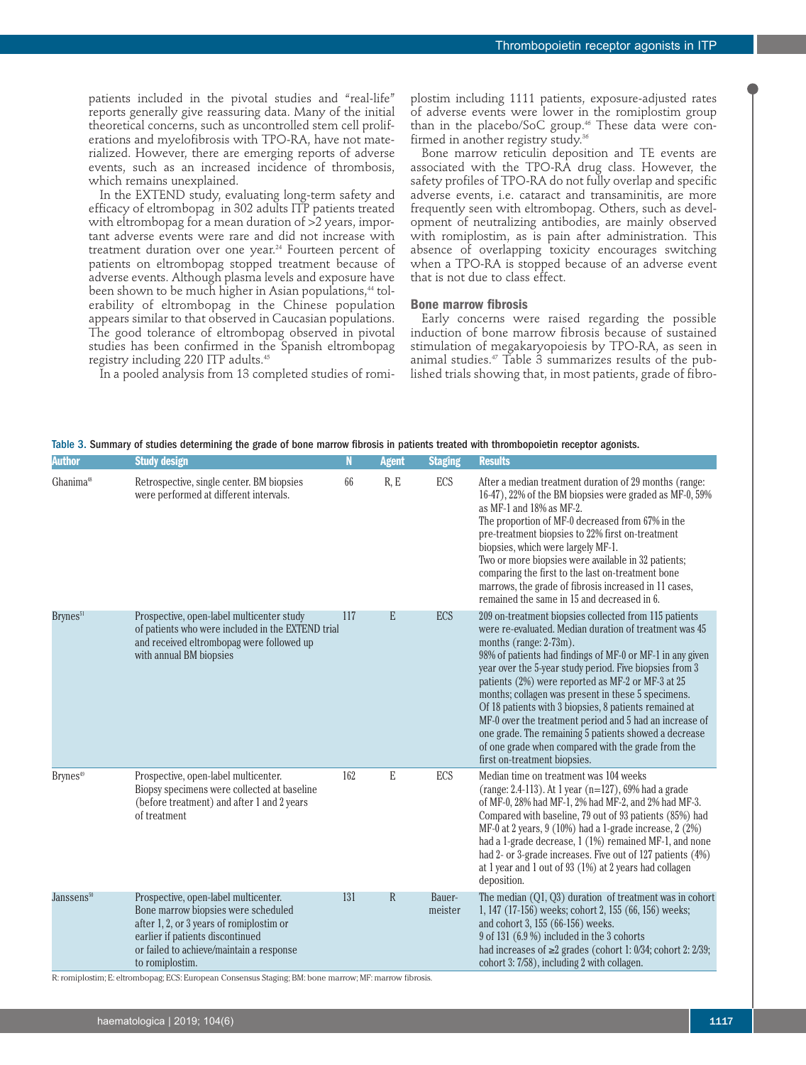patients included in the pivotal studies and "real-life" reports generally give reassuring data. Many of the initial theoretical concerns, such as uncontrolled stem cell proliferations and myelofibrosis with TPO-RA, have not materialized. However, there are emerging reports of adverse events, such as an increased incidence of thrombosis, which remains unexplained.

In the EXTEND study, evaluating long-term safety and efficacy of eltrombopag in 302 adults ITP patients treated with eltrombopag for a mean duration of >2 years, important adverse events were rare and did not increase with treatment duration over one year.[24] Fourteen percent of patients on eltrombopag stopped treatment because of adverse events. Although plasma levels and exposure have been shown to be much higher in Asian populations,[44] tolerability of eltrombopag in the Chinese population appears similar to that observed in Caucasian populations. The good tolerance of eltrombopag observed in pivotal studies has been confirmed in the Spanish eltrombopag registry including 220 ITP adults.[45]

In a pooled analysis from 13 completed studies of romiplostim including 1111 patients, exposure-adjusted rates of adverse events were lower in the romiplostim group than in the placebo/SoC group.[46] These data were confirmed in another registry study.[36]

Bone marrow reticulin deposition and TE events are associated with the TPO-RA drug class. However, the safety profiles of TPO-RA do not fully overlap and specific adverse events, i.e. cataract and transaminitis, are more frequently seen with eltrombopag. Others, such as development of neutralizing antibodies, are mainly observed with romiplostim, as is pain after administration. This absence of overlapping toxicity encourages switching when a TPO-RA is stopped because of an adverse event that is not due to class effect.

### Bone marrow fibrosis

Early concerns were raised regarding the possible induction of bone marrow fibrosis because of sustained stimulation of megakaryopoiesis by TPO-RA, as seen in animal studies.[47] Table 3 summarizes results of the published trials showing that, in most patients, grade of fibro-

**Table 3. Summary of studies determining the grade of bone marrow fibrosis in patients treated with thrombopoietin receptor agonists.**

| Author | Study design | N | Agent | Staging | Results |
|---|---|---|---|---|---|
| Ghanima[48] | Retrospective, single center. BM biopsies were performed at different intervals. | 66 | R, E | ECS | After a median treatment duration of 29 months (range: 16-47), 22% of the BM biopsies were graded as MF-0, 59% as MF-1 and 18% as MF-2. The proportion of MF-0 decreased from 67% in the pre-treatment biopsies to 22% first on-treatment biopsies, which were largely MF-1. Two or more biopsies were available in 32 patients; comparing the first to the last on-treatment bone marrows, the grade of fibrosis increased in 11 cases, remained the same in 15 and decreased in 6. |
| Brynes[51] | Prospective, open-label multicenter study of patients who were included in the EXTEND trial and received eltrombopag were followed up with annual BM biopsies | 117 | E | ECS | 209 on-treatment biopsies collected from 115 patients were re-evaluated. Median duration of treatment was 45 months (range: 2-73m). 98% of patients had findings of MF-0 or MF-1 in any given year over the 5-year study period. Five biopsies from 3 patients (2%) were reported as MF-2 or MF-3 at 25 months; collagen was present in these 5 specimens. Of 18 patients with 3 biopsies, 8 patients remained at MF-0 over the treatment period and 5 had an increase of one grade. The remaining 5 patients showed a decrease of one grade when compared with the grade from the first on-treatment biopsies. |
| Brynes[49] | Prospective, open-label multicenter. Biopsy specimens were collected at baseline (before treatment) and after 1 and 2 years of treatment | 162 | E | ECS | Median time on treatment was 104 weeks (range: 2.4-113). At 1 year (n=127), 69% had a grade of MF-0, 28% had MF-1, 2% had MF-2, and 2% had MF-3. Compared with baseline, 79 out of 93 patients (85%) had MF-0 at 2 years, 9 (10%) had a 1-grade increase, 2 (2%) had a 1-grade decrease, 1 (1%) remained MF-1, and none had 2- or 3-grade increases. Five out of 127 patients (4%) at 1 year and 1 out of 93 (1%) at 2 years had collagen deposition. |
| Janssens[50] | Prospective, open-label multicenter. Bone marrow biopsies were scheduled after 1, 2, or 3 years of romiplostim or earlier if patients discontinued or failed to achieve/maintain a response to romiplostim. | 131 | R | Bauer-meister | The median (Q1, Q3) duration of treatment was in cohort 1, 147 (17-156) weeks; cohort 2, 155 (66, 156) weeks; and cohort 3, 155 (66-156) weeks. 9 of 131 (6.9 %) included in the 3 cohorts had increases of ≥2 grades (cohort 1: 0/34; cohort 2: 2/39; cohort 3: 7/58), including 2 with collagen. |

R: romiplostim; E: eltrombopag; ECS: European Consensus Staging; BM: bone marrow; MF: marrow fibrosis.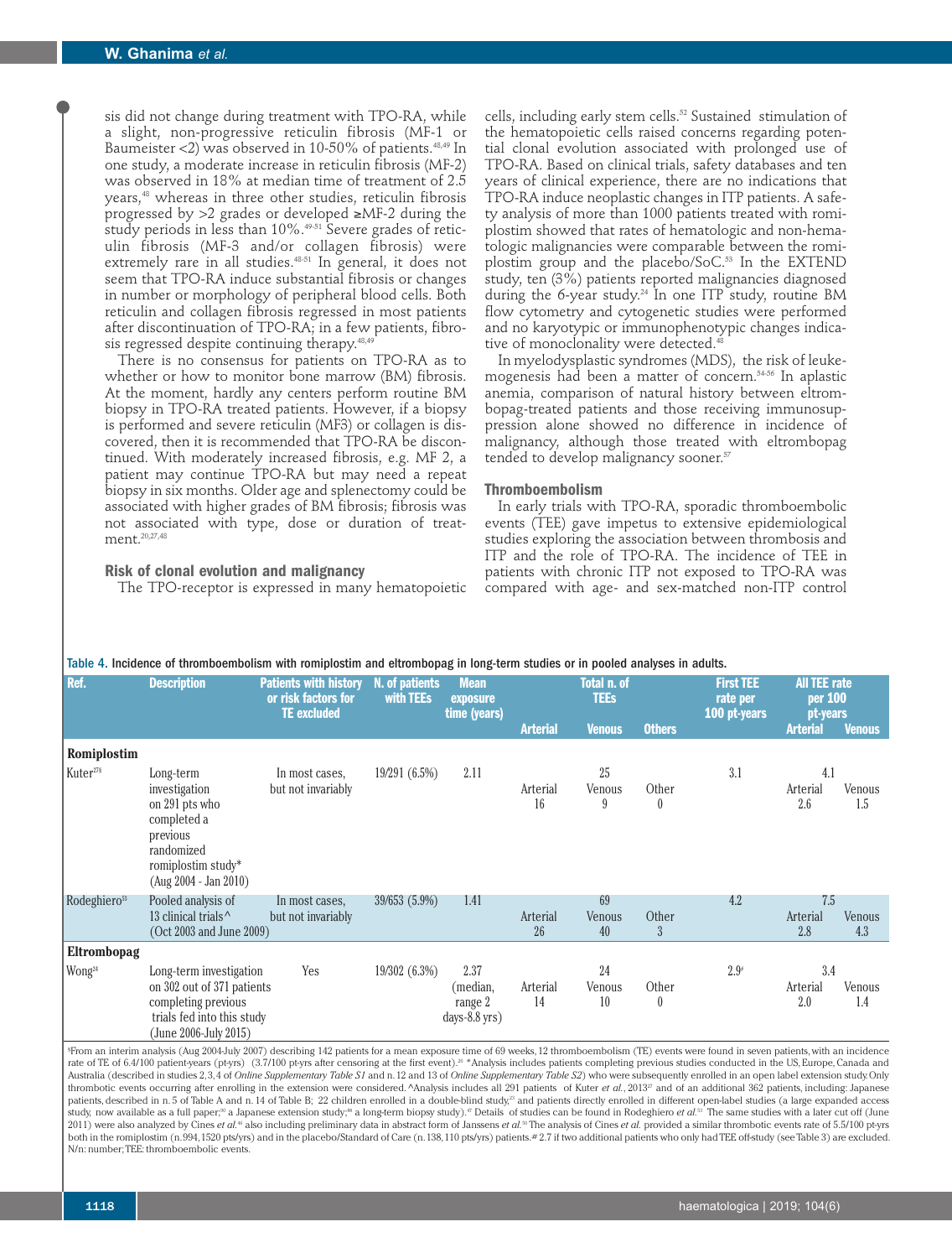sis did not change during treatment with TPO-RA, while a slight, non-progressive reticulin fibrosis (MF-1 or Baumeister <2) was observed in 10-50% of patients.[48,49] In one study, a moderate increase in reticulin fibrosis (MF-2) was observed in 18% at median time of treatment of 2.5 years,[48] whereas in three other studies, reticulin fibrosis progressed by >2 grades or developed ≥MF-2 during the study periods in less than 10%.[49-51] Severe grades of reticulin fibrosis (MF-3 and/or collagen fibrosis) were extremely rare in all studies.[48-51] In general, it does not seem that TPO-RA induce substantial fibrosis or changes in number or morphology of peripheral blood cells. Both reticulin and collagen fibrosis regressed in most patients after discontinuation of TPO-RA; in a few patients, fibrosis regressed despite continuing therapy.[48,49]

There is no consensus for patients on TPO-RA as to whether or how to monitor bone marrow (BM) fibrosis. At the moment, hardly any centers perform routine BM biopsy in TPO-RA treated patients. However, if a biopsy is performed and severe reticulin (MF3) or collagen is discovered, then it is recommended that TPO-RA be discontinued. With moderately increased fibrosis, e.g. MF 2, a patient may continue TPO-RA but may need a repeat biopsy in six months. Older age and splenectomy could be associated with higher grades of BM fibrosis; fibrosis was not associated with type, dose or duration of treatment.[20,27,48]

### Risk of clonal evolution and malignancy

The TPO-receptor is expressed in many hematopoietic cells, including early stem cells.[52] Sustained stimulation of the hematopoietic cells raised concerns regarding potential clonal evolution associated with prolonged use of TPO-RA. Based on clinical trials, safety databases and ten years of clinical experience, there are no indications that TPO-RA induce neoplastic changes in ITP patients. A safety analysis of more than 1000 patients treated with romiplostim showed that rates of hematologic and non-hematologic malignancies were comparable between the romiplostim group and the placebo/SoC.[53] In the EXTEND study, ten (3%) patients reported malignancies diagnosed during the 6-year study.[24] In one ITP study, routine BM flow cytometry and cytogenetic studies were performed and no karyotypic or immunophenotypic changes indicative of monoclonality were detected.[48]

In myelodysplastic syndromes (MDS), the risk of leukemogenesis had been a matter of concern.[54-56] In aplastic anemia, comparison of natural history between eltrombopag-treated patients and those receiving immunosuppression alone showed no difference in incidence of malignancy, although those treated with eltrombopag tended to develop malignancy sooner.[57]

### Thromboembolism

In early trials with TPO-RA, sporadic thromboembolic events (TEE) gave impetus to extensive epidemiological studies exploring the association between thrombosis and ITP and the role of TPO-RA. The incidence of TEE in patients with chronic ITP not exposed to TPO-RA was compared with age- and sex-matched non-ITP control

**Table 4.** Incidence of thromboembolism with romiplostim and eltrombopag in long-term studies or in pooled analyses in adults.

| Ref. | Description | Patients with history or risk factors for TE excluded | N. of patients with TEEs | Mean exposure time (years) | Total n. of TEEs | | | First TEE rate per 100 pt-years | All TEE rate per 100 pt-years | |
|---|---|---|---|---|---|---|---|---|---|---|
| | | | | | Arterial | Venous | Others | | Arterial | Venous |
| **Romiplostim** | | | | | | | | | | |
| Kuter[27§] | Long-term investigation on 291 pts who completed a previous randomized romiplostim study* (Aug 2004 - Jan 2010) | In most cases, but not invariably | 19/291 (6.5%) | 2.11 | 25 | | | 3.1 | 4.1 | |
| | | | | | Arterial 16 | Venous 9 | Other 0 | | Arterial 2.6 | Venous 1.5 |
| Rodeghiero[53] | Pooled analysis of 13 clinical trials^ (Oct 2003 and June 2009) | In most cases, but not invariably | 39/653 (5.9%) | 1.41 | 69 | | | 4.2 | 7.5 | |
| | | | | | Arterial 26 | Venous 40 | Other 3 | | Arterial 2.8 | Venous 4.3 |
| **Eltrombopag** | | | | | | | | | | |
| Wong[24] | Long-term investigation on 302 out of 371 patients completing previous trials fed into this study (June 2006-July 2015) | Yes | 19/302 (6.3%) | 2.37 (median, range 2 days-8.8 yrs) | 24 | | | 2.9# | 3.4 | |
| | | | | | Arterial 14 | Venous 10 | Other 0 | | Arterial 2.0 | Venous 1.4 |

§From an interim analysis (Aug 2004-July 2007) describing 142 patients for a mean exposure time of 69 weeks, 12 thromboembolism (TE) events were found in seven patients, with an incidence rate of TE of 6.4/100 patient-years (pt-yrs) (3.7/100 pt-yrs after censoring at the first event).[20] *Analysis includes patients completing previous studies conducted in the US, Europe, Canada and Australia (described in studies 2, 3, 4 of *Online Supplementary Table S1* and n. 12 and 13 of *Online Supplementary Table S2*) who were subsequently enrolled in an open label extension study. Only thrombotic events occurring after enrolling in the extension were considered. ^Analysis includes all 291 patients of Kuter *et al.*, 2013[27] and of an additional 362 patients, including: Japanese patients, described in n. 5 of Table A and n. 14 of Table B; 22 children enrolled in a double-blind study;[21] and patients directly enrolled in different open-label studies (a large expanded access study, now available as a full paper;[30] a Japanese extension study;[46] a long-term biopsy study).[47] Details of studies can be found in Rodeghiero *et al.*[53] The same studies with a later cut off (June 2011) were also analyzed by Cines *et al.*[46] also including preliminary data in abstract form of Janssens *et al.*[50] The analysis of Cines *et al.* provided a similar thrombotic events rate of 5.5/100 pt-yrs both in the romiplostim (n. 994, 1520 pts/yrs) and in the placebo/Standard of Care (n. 138, 110 pts/yrs) patients. # 2.7 if two additional patients who only had TEE off-study (see Table 3) are excluded. N/n: number; TEE: thromboembolic events.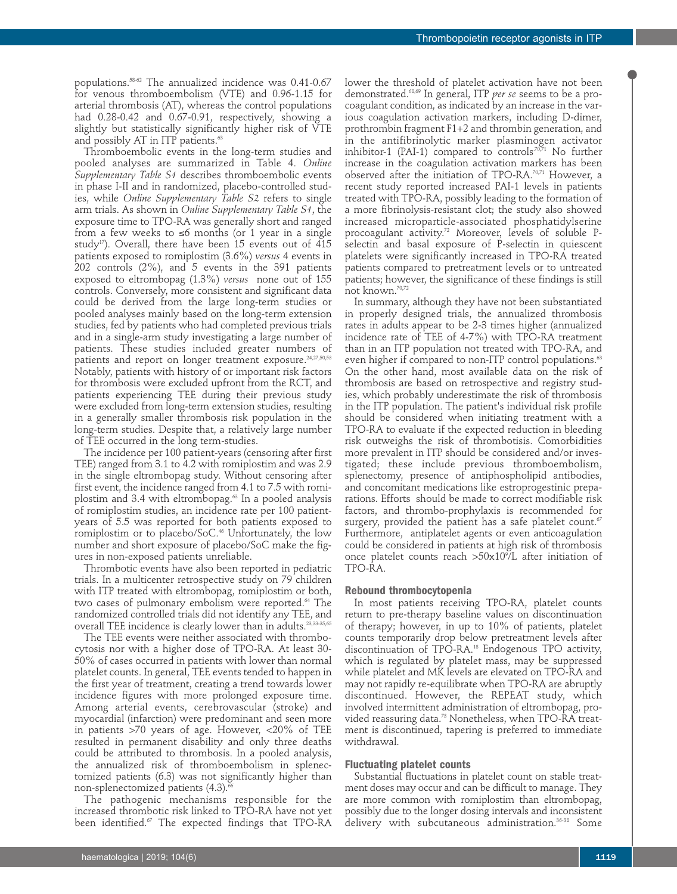populations.[58-62] The annualized incidence was 0.41-0.67 for venous thromboembolism (VTE) and 0.96-1.15 for arterial thrombosis (AT), whereas the control populations had 0.28-0.42 and 0.67-0.91, respectively, showing a slightly but statistically significantly higher risk of VTE and possibly AT in ITP patients.[63]

Thromboembolic events in the long-term studies and pooled analyses are summarized in Table 4. *Online Supplementary Table S1* describes thromboembolic events in phase I-II and in randomized, placebo-controlled studies, while *Online Supplementary Table S2* refers to single arm trials. As shown in *Online Supplementary Table S1*, the exposure time to TPO-RA was generally short and ranged from a few weeks to ≤6 months (or 1 year in a single study[17]). Overall, there have been 15 events out of 415 patients exposed to romiplostim (3.6%) *versus* 4 events in 202 controls (2%), and 5 events in the 391 patients exposed to eltrombopag (1.3%) *versus* none out of 155 controls. Conversely, more consistent and significant data could be derived from the large long-term studies or pooled analyses mainly based on the long-term extension studies, fed by patients who had completed previous trials and in a single-arm study investigating a large number of patients. These studies included greater numbers of patients and report on longer treatment exposure.[24,27,50,53] Notably, patients with history of or important risk factors for thrombosis were excluded upfront from the RCT, and patients experiencing TEE during their previous study were excluded from long-term extension studies, resulting in a generally smaller thrombosis risk population in the long-term studies. Despite that, a relatively large number of TEE occurred in the long term-studies.

The incidence per 100 patient-years (censoring after first TEE) ranged from 3.1 to 4.2 with romiplostim and was 2.9 in the single eltrombopag study. Without censoring after first event, the incidence ranged from 4.1 to 7.5 with romiplostim and 3.4 with eltrombopag.[63] In a pooled analysis of romiplostim studies, an incidence rate per 100 patient-years of 5.5 was reported for both patients exposed to romiplostim or to placebo/SoC.[46] Unfortunately, the low number and short exposure of placebo/SoC make the figures in non-exposed patients unreliable.

Thrombotic events have also been reported in pediatric trials. In a multicenter retrospective study on 79 children with ITP treated with eltrombopag, romiplostim or both, two cases of pulmonary embolism were reported.[64] The randomized controlled trials did not identify any TEE, and overall TEE incidence is clearly lower than in adults.[23,33-35,65]

The TEE events were neither associated with thrombocytosis nor with a higher dose of TPO-RA. At least 30-50% of cases occurred in patients with lower than normal platelet counts. In general, TEE events tended to happen in the first year of treatment, creating a trend towards lower incidence figures with more prolonged exposure time. Among arterial events, cerebrovascular (stroke) and myocardial (infarction) were predominant and seen more in patients >70 years of age. However, <20% of TEE resulted in permanent disability and only three deaths could be attributed to thrombosis. In a pooled analysis, the annualized risk of thromboembolism in splenectomized patients (6.3) was not significantly higher than non-splenectomized patients (4.3).[66]

The pathogenic mechanisms responsible for the increased thrombotic risk linked to TPO-RA have not yet been identified.[67] The expected findings that TPO-RA lower the threshold of platelet activation have not been demonstrated.[68,69] In general, ITP *per se* seems to be a procoagulant condition, as indicated by an increase in the various coagulation activation markers, including D-dimer, prothrombin fragment F1+2 and thrombin generation, and in the antifibrinolytic marker plasminogen activator inhibitor-1 (PAI-1) compared to controls[70,71] No further increase in the coagulation activation markers has been observed after the initiation of TPO-RA.[70,71] However, a recent study reported increased PAI-1 levels in patients treated with TPO-RA, possibly leading to the formation of a more fibrinolysis-resistant clot; the study also showed increased microparticle-associated phosphatidylserine procoagulant activity.[72] Moreover, levels of soluble P-selectin and basal exposure of P-selectin in quiescent platelets were significantly increased in TPO-RA treated patients compared to pretreatment levels or to untreated patients; however, the significance of these findings is still not known.[70,72]

In summary, although they have not been substantiated in properly designed trials, the annualized thrombosis rates in adults appear to be 2-3 times higher (annualized incidence rate of TEE of 4-7%) with TPO-RA treatment than in an ITP population not treated with TPO-RA, and even higher if compared to non-ITP control populations.[63] On the other hand, most available data on the risk of thrombosis are based on retrospective and registry studies, which probably underestimate the risk of thrombosis in the ITP population. The patient's individual risk profile should be considered when initiating treatment with a TPO-RA to evaluate if the expected reduction in bleeding risk outweighs the risk of thrombotisis. Comorbidities more prevalent in ITP should be considered and/or investigated; these include previous thromboembolism, splenectomy, presence of antiphospholipid antibodies, and concomitant medications like estroprogestinic preparations. Efforts should be made to correct modifiable risk factors, and thrombo-prophylaxis is recommended for surgery, provided the patient has a safe platelet count.[67] Furthermore, antiplatelet agents or even anticoagulation could be considered in patients at high risk of thrombosis once platelet counts reach $>50\times10^9$/L after initiation of TPO-RA.

### Rebound thrombocytopenia

In most patients receiving TPO-RA, platelet counts return to pre-therapy baseline values on discontinuation of therapy; however, in up to 10% of patients, platelet counts temporarily drop below pretreatment levels after discontinuation of TPO-RA.[18] Endogenous TPO activity, which is regulated by platelet mass, may be suppressed while platelet and MK levels are elevated on TPO-RA and may not rapidly re-equilibrate when TPO-RA are abruptly discontinued. However, the REPEAT study, which involved intermittent administration of eltrombopag, provided reassuring data.[73] Nonetheless, when TPO-RA treatment is discontinued, tapering is preferred to immediate withdrawal.

### Fluctuating platelet counts

Substantial fluctuations in platelet count on stable treatment doses may occur and can be difficult to manage. They are more common with romiplostim than eltrombopag, possibly due to the longer dosing intervals and inconsistent delivery with subcutaneous administration.[36-38] Some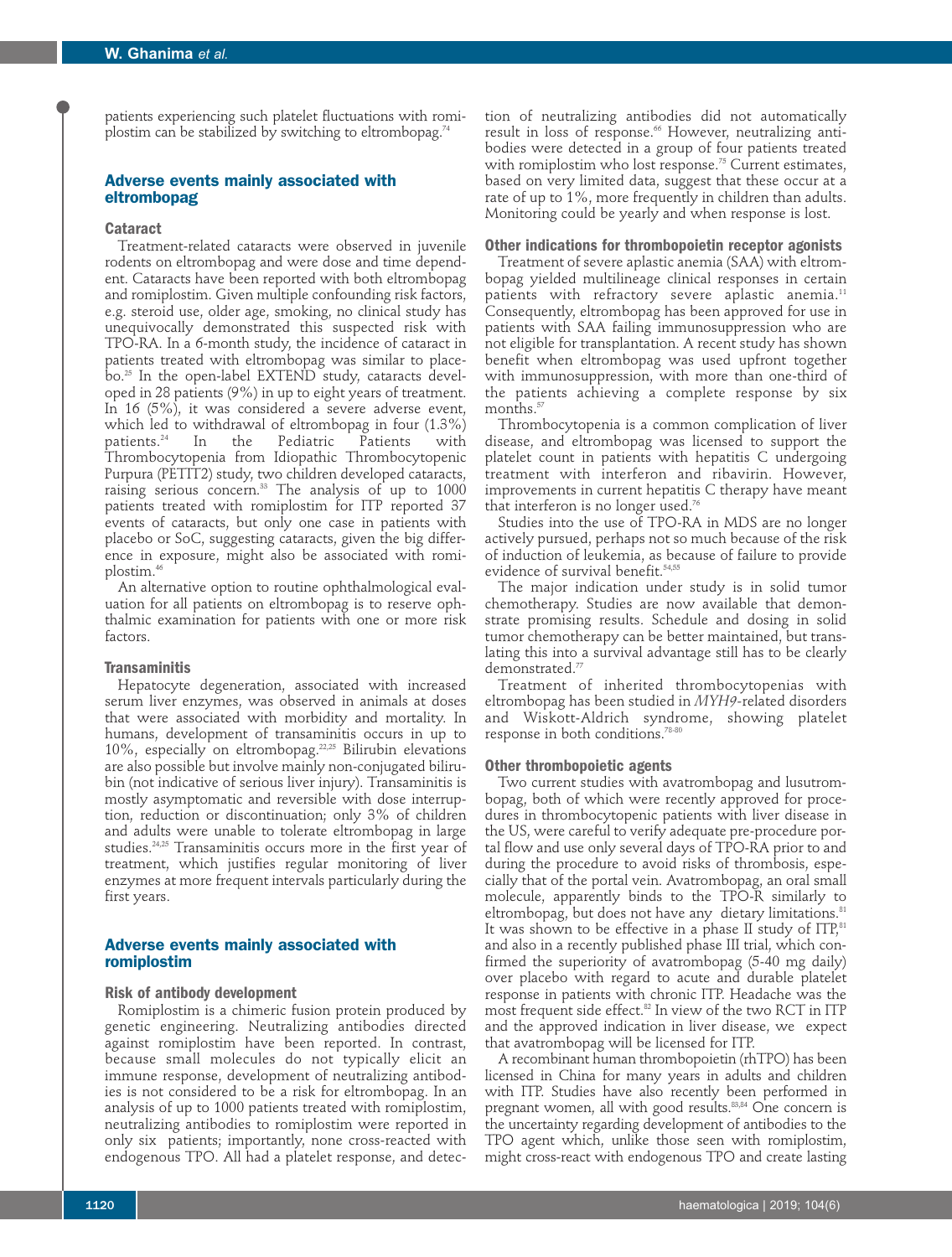patients experiencing such platelet fluctuations with romiplostim can be stabilized by switching to eltrombopag.[74]

## Adverse events mainly associated with eltrombopag

### Cataract

Treatment-related cataracts were observed in juvenile rodents on eltrombopag and were dose and time dependent. Cataracts have been reported with both eltrombopag and romiplostim. Given multiple confounding risk factors, e.g. steroid use, older age, smoking, no clinical study has unequivocally demonstrated this suspected risk with TPO-RA. In a 6-month study, the incidence of cataract in patients treated with eltrombopag was similar to placebo.[25] In the open-label EXTEND study, cataracts developed in 28 patients (9%) in up to eight years of treatment. In 16 (5%), it was considered a severe adverse event, which led to withdrawal of eltrombopag in four (1.3%) patients.[24] In the Pediatric Patients with Thrombocytopenia from Idiopathic Thrombocytopenic Purpura (PETIT2) study, two children developed cataracts, raising serious concern.[33] The analysis of up to 1000 patients treated with romiplostim for ITP reported 37 events of cataracts, but only one case in patients with placebo or SoC, suggesting cataracts, given the big difference in exposure, might also be associated with romiplostim.[46]

An alternative option to routine ophthalmological evaluation for all patients on eltrombopag is to reserve ophthalmic examination for patients with one or more risk factors.

### Transaminitis

Hepatocyte degeneration, associated with increased serum liver enzymes, was observed in animals at doses that were associated with morbidity and mortality. In humans, development of transaminitis occurs in up to 10%, especially on eltrombopag.[22,25] Bilirubin elevations are also possible but involve mainly non-conjugated bilirubin (not indicative of serious liver injury). Transaminitis is mostly asymptomatic and reversible with dose interruption, reduction or discontinuation; only 3% of children and adults were unable to tolerate eltrombopag in large studies.[24,25] Transaminitis occurs more in the first year of treatment, which justifies regular monitoring of liver enzymes at more frequent intervals particularly during the first years.

## Adverse events mainly associated with romiplostim

### Risk of antibody development

Romiplostim is a chimeric fusion protein produced by genetic engineering. Neutralizing antibodies directed against romiplostim have been reported. In contrast, because small molecules do not typically elicit an immune response, development of neutralizing antibodies is not considered to be a risk for eltrombopag. In an analysis of up to 1000 patients treated with romiplostim, neutralizing antibodies to romiplostim were reported in only six patients; importantly, none cross-reacted with endogenous TPO. All had a platelet response, and detection of neutralizing antibodies did not automatically result in loss of response.[66] However, neutralizing antibodies were detected in a group of four patients treated with romiplostim who lost response.[75] Current estimates, based on very limited data, suggest that these occur at a rate of up to 1%, more frequently in children than adults. Monitoring could be yearly and when response is lost.

### Other indications for thrombopoietin receptor agonists

Treatment of severe aplastic anemia (SAA) with eltrombopag yielded multilineage clinical responses in certain patients with refractory severe aplastic anemia.[11] Consequently, eltrombopag has been approved for use in patients with SAA failing immunosuppression who are not eligible for transplantation. A recent study has shown benefit when eltrombopag was used upfront together with immunosuppression, with more than one-third of the patients achieving a complete response by six months.[57]

Thrombocytopenia is a common complication of liver disease, and eltrombopag was licensed to support the platelet count in patients with hepatitis C undergoing treatment with interferon and ribavirin. However, improvements in current hepatitis C therapy have meant that interferon is no longer used.[76]

Studies into the use of TPO-RA in MDS are no longer actively pursued, perhaps not so much because of the risk of induction of leukemia, as because of failure to provide evidence of survival benefit.[54,55]

The major indication under study is in solid tumor chemotherapy. Studies are now available that demonstrate promising results. Schedule and dosing in solid tumor chemotherapy can be better maintained, but translating this into a survival advantage still has to be clearly demonstrated.[77]

Treatment of inherited thrombocytopenias with eltrombopag has been studied in *MYH9*-related disorders and Wiskott-Aldrich syndrome, showing platelet response in both conditions.[78-80]

### Other thrombopoietic agents

Two current studies with avatrombopag and lusutrombopag, both of which were recently approved for procedures in thrombocytopenic patients with liver disease in the US, were careful to verify adequate pre-procedure portal flow and use only several days of TPO-RA prior to and during the procedure to avoid risks of thrombosis, especially that of the portal vein. Avatrombopag, an oral small molecule, apparently binds to the TPO-R similarly to eltrombopag, but does not have any dietary limitations.[81] It was shown to be effective in a phase II study of ITP,[81] and also in a recently published phase III trial, which confirmed the superiority of avatrombopag (5-40 mg daily) over placebo with regard to acute and durable platelet response in patients with chronic ITP. Headache was the most frequent side effect.[82] In view of the two RCT in ITP and the approved indication in liver disease, we expect that avatrombopag will be licensed for ITP.

A recombinant human thrombopoietin (rhTPO) has been licensed in China for many years in adults and children with ITP. Studies have also recently been performed in pregnant women, all with good results.[83,84] One concern is the uncertainty regarding development of antibodies to the TPO agent which, unlike those seen with romiplostim, might cross-react with endogenous TPO and create lasting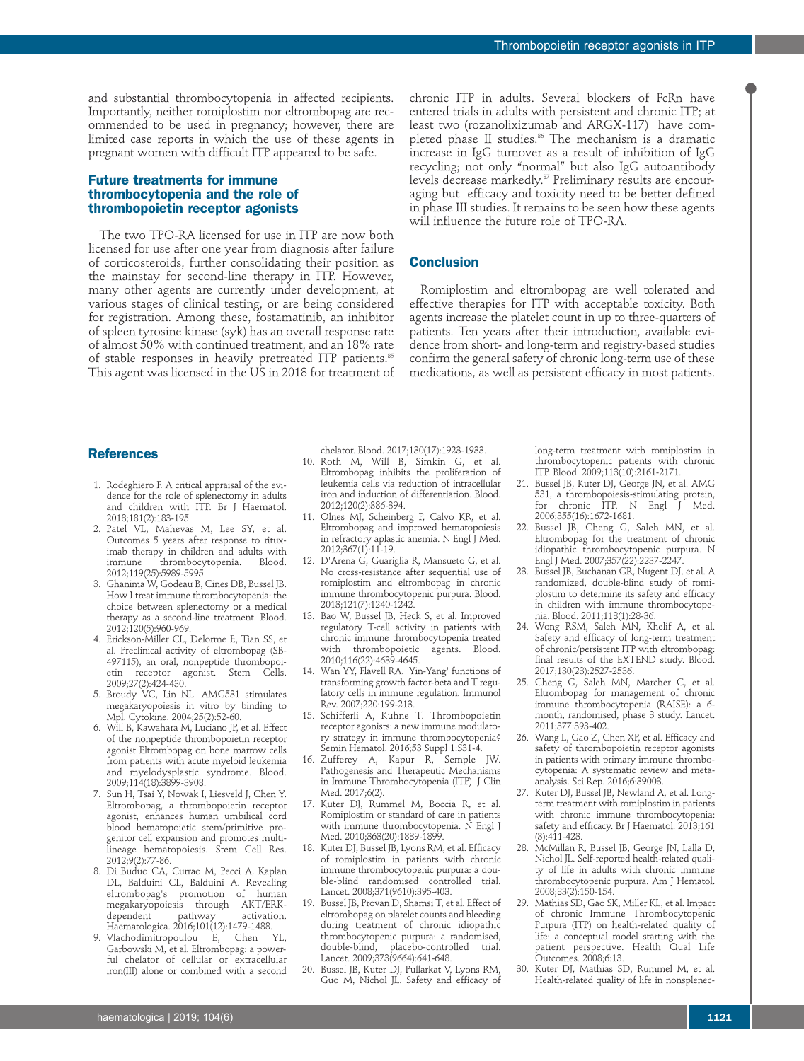and substantial thrombocytopenia in affected recipients. Importantly, neither romiplostim nor eltrombopag are recommended to be used in pregnancy; however, there are limited case reports in which the use of these agents in pregnant women with difficult ITP appeared to be safe.

## Future treatments for immune thrombocytopenia and the role of thrombopoietin receptor agonists

The two TPO-RA licensed for use in ITP are now both licensed for use after one year from diagnosis after failure of corticosteroids, further consolidating their position as the mainstay for second-line therapy in ITP. However, many other agents are currently under development, at various stages of clinical testing, or are being considered for registration. Among these, fostamatinib, an inhibitor of spleen tyrosine kinase (syk) has an overall response rate of almost 50% with continued treatment, and an 18% rate of stable responses in heavily pretreated ITP patients.[85] This agent was licensed in the US in 2018 for treatment of chronic ITP in adults. Several blockers of FcRn have entered trials in adults with persistent and chronic ITP; at least two (rozanolixizumab and ARGX-117) have completed phase II studies.[86] The mechanism is a dramatic increase in IgG turnover as a result of inhibition of IgG recycling; not only "normal" but also IgG autoantibody levels decrease markedly.[87] Preliminary results are encouraging but efficacy and toxicity need to be better defined in phase III studies. It remains to be seen how these agents will influence the future role of TPO-RA.

## Conclusion

Romiplostim and eltrombopag are well tolerated and effective therapies for ITP with acceptable toxicity. Both agents increase the platelet count in up to three-quarters of patients. Ten years after their introduction, available evidence from short- and long-term and registry-based studies confirm the general safety of chronic long-term use of these medications, as well as persistent efficacy in most patients.

## References

1. Rodeghiero F. A critical appraisal of the evidence for the role of splenectomy in adults and children with ITP. Br J Haematol. 2018;181(2):183-195.
2. Patel VL, Mahevas M, Lee SY, et al. Outcomes 5 years after response to rituximab therapy in children and adults with immune thrombocytopenia. Blood. 2012;119(25):5989-5995.
3. Ghanima W, Godeau B, Cines DB, Bussel JB. How I treat immune thrombocytopenia: the choice between splenectomy or a medical therapy as a second-line treatment. Blood. 2012;120(5):960-969.
4. Erickson-Miller CL, Delorme E, Tian SS, et al. Preclinical activity of eltrombopag (SB-497115), an oral, nonpeptide thrombopoietin receptor agonist. Stem Cells. 2009;27(2):424-430.
5. Broudy VC, Lin NL. AMG531 stimulates megakaryopoiesis in vitro by binding to Mpl. Cytokine. 2004;25(2):52-60.
6. Will B, Kawahara M, Luciano JP, et al. Effect of the nonpeptide thrombopoietin receptor agonist Eltrombopag on bone marrow cells from patients with acute myeloid leukemia and myelodysplastic syndrome. Blood. 2009;114(18):3899-3908.
7. Sun H, Tsai Y, Nowak I, Liesveld J, Chen Y. Eltrombopag, a thrombopoietin receptor agonist, enhances human umbilical cord blood hematopoietic stem/primitive progenitor cell expansion and promotes multi-lineage hematopoiesis. Stem Cell Res. 2012;9(2):77-86.
8. Di Buduo CA, Currao M, Pecci A, Kaplan DL, Balduini CL, Balduini A. Revealing eltrombopag's promotion of human megakaryopoiesis through AKT/ERK-dependent pathway activation. Haematologica. 2016;101(12):1479-1488.
9. Vlachodimitropoulou E, Chen YL, Garbowski M, et al. Eltrombopag: a powerful chelator of cellular or extracellular iron(III) alone or combined with a second chelator. Blood. 2017;130(17):1923-1933.
10. Roth M, Will B, Simkin G, et al. Eltrombopag inhibits the proliferation of leukemia cells via reduction of intracellular iron and induction of differentiation. Blood. 2012;120(2):386-394.
11. Olnes MJ, Scheinberg P, Calvo KR, et al. Eltrombopag and improved hematopoiesis in refractory aplastic anemia. N Engl J Med. 2012;367(1):11-19.
12. D'Arena G, Guariglia R, Mansueto G, et al. No cross-resistance after sequential use of romiplostim and eltrombopag in chronic immune thrombocytopenic purpura. Blood. 2013;121(7):1240-1242.
13. Bao W, Bussel JB, Heck S, et al. Improved regulatory T-cell activity in patients with chronic immune thrombocytopenia treated with thrombopoietic agents. Blood. 2010;116(22):4639-4645.
14. Wan YY, Flavell RA. 'Yin-Yang' functions of transforming growth factor-beta and T regulatory cells in immune regulation. Immunol Rev. 2007;220:199-213.
15. Schifferli A, Kuhne T. Thrombopoietin receptor agonists: a new immune modulatory strategy in immune thrombocytopenia? Semin Hematol. 2016;53 Suppl 1:S31-4.
16. Zufferey A, Kapur R, Semple JW. Pathogenesis and Therapeutic Mechanisms in Immune Thrombocytopenia (ITP). J Clin Med. 2017;6(2).
17. Kuter DJ, Rummel M, Boccia R, et al. Romiplostim or standard of care in patients with immune thrombocytopenia. N Engl J Med. 2010;363(20):1889-1899.
18. Kuter DJ, Bussel JB, Lyons RM, et al. Efficacy of romiplostim in patients with chronic immune thrombocytopenic purpura: a double-blind randomised controlled trial. Lancet. 2008;371(9610):395-403.
19. Bussel JB, Provan D, Shamsi T, et al. Effect of eltrombopag on platelet counts and bleeding during treatment of chronic idiopathic thrombocytopenic purpura: a randomised, double-blind, placebo-controlled trial. Lancet. 2009;373(9664):641-648.
20. Bussel JB, Kuter DJ, Pullarkat V, Lyons RM, Guo M, Nichol JL. Safety and efficacy of long-term treatment with romiplostim in thrombocytopenic patients with chronic ITP. Blood. 2009;113(10):2161-2171.
21. Bussel JB, Kuter DJ, George JN, et al. AMG 531, a thrombopoiesis-stimulating protein, for chronic ITP. N Engl J Med. 2006;355(16):1672-1681.
22. Bussel JB, Cheng G, Saleh MN, et al. Eltrombopag for the treatment of chronic idiopathic thrombocytopenic purpura. N Engl J Med. 2007;357(22):2237-2247.
23. Bussel JB, Buchanan GR, Nugent DJ, et al. A randomized, double-blind study of romiplostim to determine its safety and efficacy in children with immune thrombocytopenia. Blood. 2011;118(1):28-36.
24. Wong RSM, Saleh MN, Khelif A, et al. Safety and efficacy of long-term treatment of chronic/persistent ITP with eltrombopag: final results of the EXTEND study. Blood. 2017;130(23):2527-2536.
25. Cheng G, Saleh MN, Marcher C, et al. Eltrombopag for management of chronic immune thrombocytopenia (RAISE): a 6-month, randomised, phase 3 study. Lancet. 2011;377:393-402.
26. Wang L, Gao Z, Chen XP, et al. Efficacy and safety of thrombopoietin receptor agonists in patients with primary immune thrombocytopenia: A systematic review and meta-analysis. Sci Rep. 2016;6:39003.
27. Kuter DJ, Bussel JB, Newland A, et al. Long-term treatment with romiplostim in patients with chronic immune thrombocytopenia: safety and efficacy. Br J Haematol. 2013;161(3):411-423.
28. McMillan R, Bussel JB, George JN, Lalla D, Nichol JL. Self-reported health-related quality of life in adults with chronic immune thrombocytopenic purpura. Am J Hematol. 2008;83(2):150-154.
29. Mathias SD, Gao SK, Miller KL, et al. Impact of chronic Immune Thrombocytopenic Purpura (ITP) on health-related quality of life: a conceptual model starting with the patient perspective. Health Qual Life Outcomes. 2008;6:13.
30. Kuter DJ, Mathias SD, Rummel M, et al. Health-related quality of life in nonsplenec-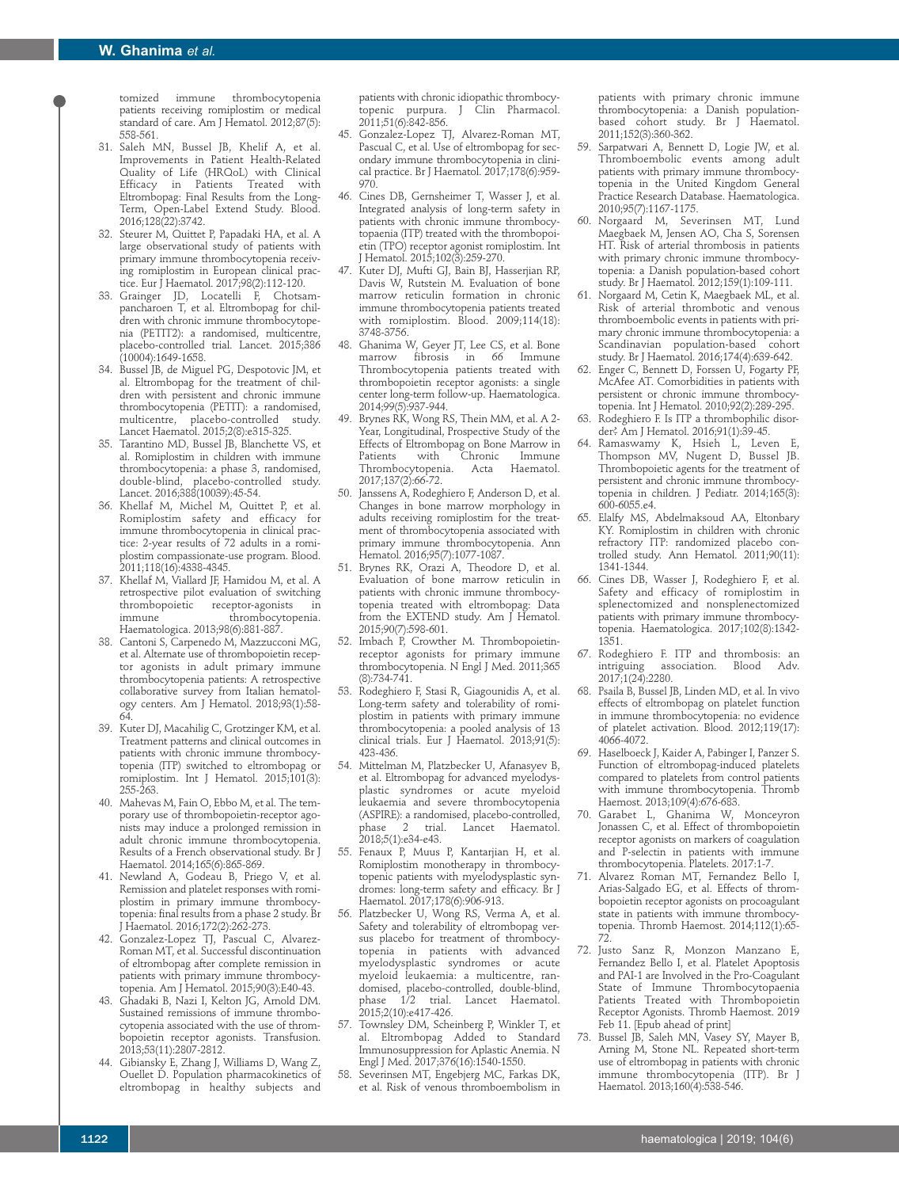tomized immune thrombocytopenia patients receiving romiplostim or medical standard of care. Am J Hematol. 2012;87(5): 558-561.

31. Saleh MN, Bussel JB, Khelif A, et al. Improvements in Patient Health-Related Quality of Life (HRQoL) with Clinical Efficacy in Patients Treated with Eltrombopag: Final Results from the Long-Term, Open-Label Extend Study. Blood. 2016;128(22):3742.
32. Steurer M, Quittet P, Papadaki HA, et al. A large observational study of patients with primary immune thrombocytopenia receiving romiplostim in European clinical practice. Eur J Haematol. 2017;98(2):112-120.
33. Grainger JD, Locatelli F, Chotsampancharoen T, et al. Eltrombopag for children with chronic immune thrombocytopenia (PETIT2): a randomised, multicentre, placebo-controlled trial. Lancet. 2015;386 (10004):1649-1658.
34. Bussel JB, de Miguel PG, Despotovic JM, et al. Eltrombopag for the treatment of children with persistent and chronic immune thrombocytopenia (PETIT): a randomised, multicentre, placebo-controlled study. Lancet Haematol. 2015;2(8):e315-325.
35. Tarantino MD, Bussel JB, Blanchette VS, et al. Romiplostim in children with immune thrombocytopenia: a phase 3, randomised, double-blind, placebo-controlled study. Lancet. 2016;388(10039):45-54.
36. Khellaf M, Michel M, Quittet P, et al. Romiplostim safety and efficacy for immune thrombocytopenia in clinical practice: 2-year results of 72 adults in a romiplostim compassionate-use program. Blood. 2011;118(16):4338-4345.
37. Khellaf M, Viallard JF, Hamidou M, et al. A retrospective pilot evaluation of switching thrombopoietic receptor-agonists in immune thrombocytopenia. Haematologica. 2013;98(6):881-887.
38. Cantoni S, Carpenedo M, Mazzucconi MG, et al. Alternate use of thrombopoietin receptor agonists in adult primary immune thrombocytopenia patients: A retrospective collaborative survey from Italian hematology centers. Am J Hematol. 2018;93(1):58-64.
39. Kuter DJ, Macahilig C, Grotzinger KM, et al. Treatment patterns and clinical outcomes in patients with chronic immune thrombocytopenia (ITP) switched to eltrombopag or romiplostim. Int J Hematol. 2015;101(3): 255-263.
40. Mahevas M, Fain O, Ebbo M, et al. The temporary use of thrombopoietin-receptor agonists may induce a prolonged remission in adult chronic immune thrombocytopenia. Results of a French observational study. Br J Haematol. 2014;165(6):865-869.
41. Newland A, Godeau B, Priego V, et al. Remission and platelet responses with romiplostim in primary immune thrombocytopenia: final results from a phase 2 study. Br J Haematol. 2016;172(2):262-273.
42. Gonzalez-Lopez TJ, Pascual C, Alvarez-Roman MT, et al. Successful discontinuation of eltrombopag after complete remission in patients with primary immune thrombocytopenia. Am J Hematol. 2015;90(3):E40-43.
43. Ghadaki B, Nazi I, Kelton JG, Arnold DM. Sustained remissions of immune thrombocytopenia associated with the use of thrombopoietin receptor agonists. Transfusion. 2013;53(11):2807-2812.
44. Gibiansky E, Zhang J, Williams D, Wang Z, Ouellet D. Population pharmacokinetics of eltrombopag in healthy subjects and patients with chronic idiopathic thrombocytopenic purpura. J Clin Pharmacol. 2011;51(6):842-856.
45. Gonzalez-Lopez TJ, Alvarez-Roman MT, Pascual C, et al. Use of eltrombopag for secondary immune thrombocytopenia in clinical practice. Br J Haematol. 2017;178(6):959-970.
46. Cines DB, Gernsheimer T, Wasser J, et al. Integrated analysis of long-term safety in patients with chronic immune thrombocytopaenia (ITP) treated with the thrombopoietin (TPO) receptor agonist romiplostim. Int J Hematol. 2015;102(3):259-270.
47. Kuter DJ, Mufti GJ, Bain BJ, Hasserjian RP, Davis W, Rutstein M. Evaluation of bone marrow reticulin formation in chronic immune thrombocytopenia patients treated with romiplostim. Blood. 2009;114(18): 3748-3756.
48. Ghanima W, Geyer JT, Lee CS, et al. Bone marrow fibrosis in 66 Immune Thrombocytopenia patients treated with thrombopoietin receptor agonists: a single center long-term follow-up. Haematologica. 2014;99(5):937-944.
49. Brynes RK, Wong RS, Thein MM, et al. A 2-Year, Longitudinal, Prospective Study of the Effects of Eltrombopag on Bone Marrow in Patients with Chronic Immune Thrombocytopenia. Acta Haematol. 2017;137(2):66-72.
50. Janssens A, Rodeghiero F, Anderson D, et al. Changes in bone marrow morphology in adults receiving romiplostim for the treatment of thrombocytopenia associated with primary immune thrombocytopenia. Ann Hematol. 2016;95(7):1077-1087.
51. Brynes RK, Orazi A, Theodore D, et al. Evaluation of bone marrow reticulin in patients with chronic immune thrombocytopenia treated with eltrombopag: Data from the EXTEND study. Am J Hematol. 2015;90(7):598-601.
52. Imbach P, Crowther M. Thrombopoietin-receptor agonists for primary immune thrombocytopenia. N Engl J Med. 2011;365 (8):734-741.
53. Rodeghiero F, Stasi R, Giagounidis A, et al. Long-term safety and tolerability of romiplostim in patients with primary immune thrombocytopenia: a pooled analysis of 13 clinical trials. Eur J Haematol. 2013;91(5): 423-436.
54. Mittelman M, Platzbecker U, Afanasyev B, et al. Eltrombopag for advanced myelodysplastic syndromes or acute myeloid leukaemia and severe thrombocytopenia (ASPIRE): a randomised, placebo-controlled, phase 2 trial. Lancet Haematol. 2018;5(1):e34-e43.
55. Fenaux P, Muus P, Kantarjian H, et al. Romiplostim monotherapy in thrombocytopenic patients with myelodysplastic syndromes: long-term safety and efficacy. Br J Haematol. 2017;178(6):906-913.
56. Platzbecker U, Wong RS, Verma A, et al. Safety and tolerability of eltrombopag versus placebo for treatment of thrombocytopenia in patients with advanced myelodysplastic syndromes or acute myeloid leukaemia: a multicentre, randomised, placebo-controlled, double-blind, phase 1/2 trial. Lancet Haematol. 2015;2(10):e417-426.
57. Townsley DM, Scheinberg P, Winkler T, et al. Eltrombopag Added to Standard Immunosuppression for Aplastic Anemia. N Engl J Med. 2017;376(16):1540-1550.
58. Severinsen MT, Engebjerg MC, Farkas DK, et al. Risk of venous thromboembolism in patients with primary chronic immune thrombocytopenia: a Danish population-based cohort study. Br J Haematol. 2011;152(3):360-362.
59. Sarpatwari A, Bennett D, Logie JW, et al. Thromboembolic events among adult patients with primary immune thrombocytopenia in the United Kingdom General Practice Research Database. Haematologica. 2010;95(7):1167-1175.
60. Norgaard M, Severinsen MT, Lund Maegbaek M, Jensen AO, Cha S, Sorensen HT. Risk of arterial thrombosis in patients with primary chronic immune thrombocytopenia: a Danish population-based cohort study. Br J Haematol. 2012;159(1):109-111.
61. Norgaard M, Cetin K, Maegbaek ML, et al. Risk of arterial thrombotic and venous thromboembolic events in patients with primary chronic immune thrombocytopenia: a Scandinavian population-based cohort study. Br J Haematol. 2016;174(4):639-642.
62. Enger C, Bennett D, Forssen U, Fogarty PF, McAfee AT. Comorbidities in patients with persistent or chronic immune thrombocytopenia. Int J Hematol. 2010;92(2):289-295.
63. Rodeghiero F. Is ITP a thrombophilic disorder? Am J Hematol. 2016;91(1):39-45.
64. Ramaswamy K, Hsieh L, Leven E, Thompson MV, Nugent D, Bussel JB. Thrombopoietic agents for the treatment of persistent and chronic immune thrombocytopenia in children. J Pediatr. 2014;165(3): 600-6055.e4.
65. Elalfy MS, Abdelmaksoud AA, Eltonbary KY. Romiplostim in children with chronic refractory ITP: randomized placebo controlled study. Ann Hematol. 2011;90(11): 1341-1344.
66. Cines DB, Wasser J, Rodeghiero F, et al. Safety and efficacy of romiplostim in splenectomized and nonsplenectomized patients with primary immune thrombocytopenia. Haematologica. 2017;102(8):1342-1351.
67. Rodeghiero F. ITP and thrombosis: an intriguing association. Blood Adv. 2017;1(24):2280.
68. Psaila B, Bussel JB, Linden MD, et al. In vivo effects of eltrombopag on platelet function in immune thrombocytopenia: no evidence of platelet activation. Blood. 2012;119(17): 4066-4072.
69. Haselboeck J, Kaider A, Pabinger I, Panzer S. Function of eltrombopag-induced platelets compared to platelets from control patients with immune thrombocytopenia. Thromb Haemost. 2013;109(4):676-683.
70. Garabet L, Ghanima W, Monceyron Jonassen C, et al. Effect of thrombopoietin receptor agonists on markers of coagulation and P-selectin in patients with immune thrombocytopenia. Platelets. 2017:1-7.
71. Alvarez Roman MT, Fernandez Bello I, Arias-Salgado EG, et al. Effects of thrombopoietin receptor agonists on procoagulant state in patients with immune thrombocytopenia. Thromb Haemost. 2014;112(1):65-72.
72. Justo Sanz R, Monzon Manzano E, Fernandez Bello I, et al. Platelet Apoptosis and PAI-1 are Involved in the Pro-Coagulant State of Immune Thrombocytopaenia Patients Treated with Thrombopoietin Receptor Agonists. Thromb Haemost. 2019 Feb 11. [Epub ahead of print]
73. Bussel JB, Saleh MN, Vasey SY, Mayer B, Arning M, Stone NL. Repeated short-term use of eltrombopag in patients with chronic immune thrombocytopenia (ITP). Br J Haematol. 2013;160(4):538-546.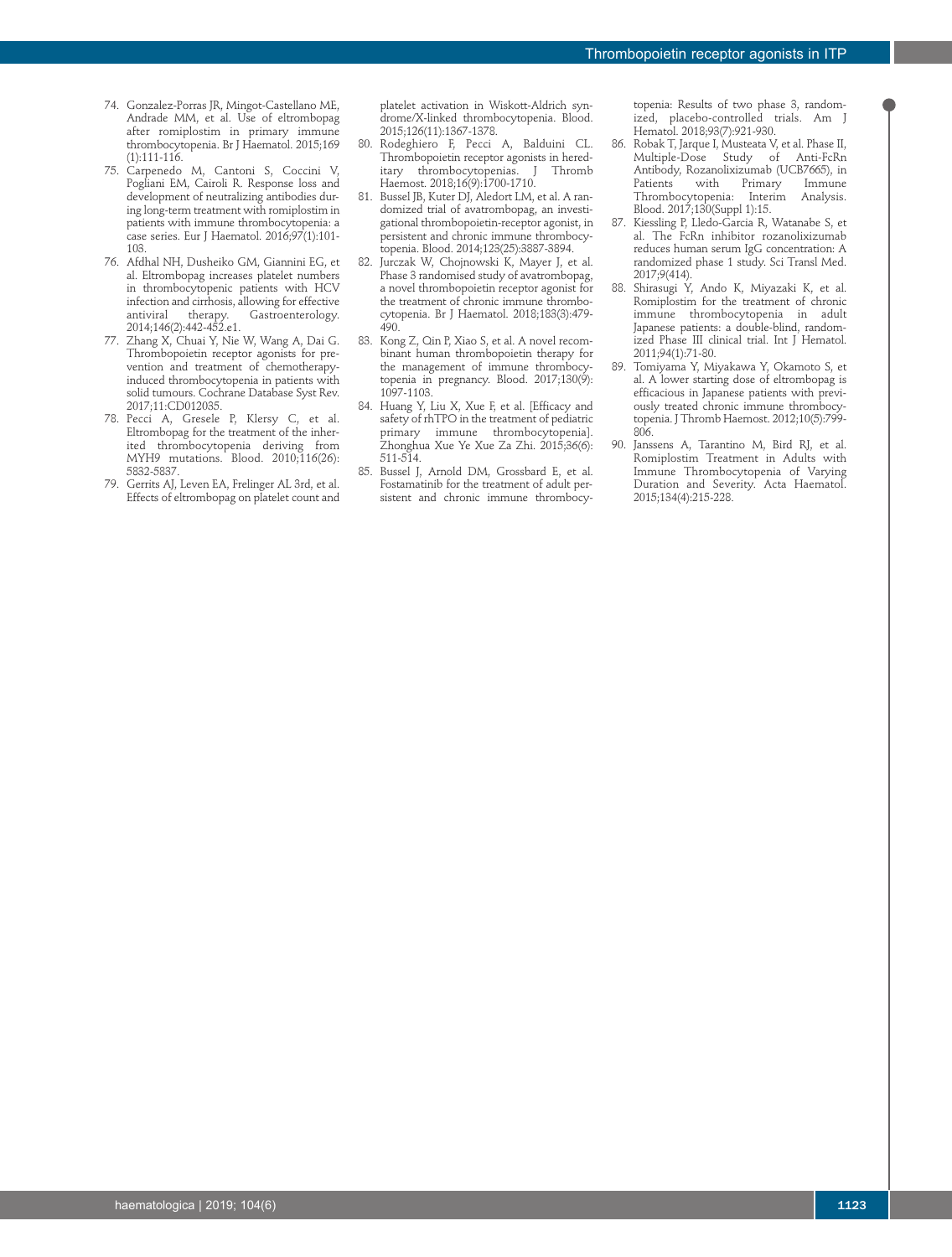74. Gonzalez-Porras JR, Mingot-Castellano ME, Andrade MM, et al. Use of eltrombopag after romiplostim in primary immune thrombocytopenia. Br J Haematol. 2015;169(1):111-116.
75. Carpenedo M, Cantoni S, Coccini V, Pogliani EM, Cairoli R. Response loss and development of neutralizing antibodies during long-term treatment with romiplostim in patients with immune thrombocytopenia: a case series. Eur J Haematol. 2016;97(1):101-103.
76. Afdhal NH, Dusheiko GM, Giannini EG, et al. Eltrombopag increases platelet numbers in thrombocytopenic patients with HCV infection and cirrhosis, allowing for effective antiviral therapy. Gastroenterology. 2014;146(2):442-452.e1.
77. Zhang X, Chuai Y, Nie W, Wang A, Dai G. Thrombopoietin receptor agonists for prevention and treatment of chemotherapy-induced thrombocytopenia in patients with solid tumours. Cochrane Database Syst Rev. 2017;11:CD012035.
78. Pecci A, Gresele P, Klersy C, et al. Eltrombopag for the treatment of the inherited thrombocytopenia deriving from MYH9 mutations. Blood. 2010;116(26):5832-5837.
79. Gerrits AJ, Leven EA, Frelinger AL 3rd, et al. Effects of eltrombopag on platelet count and platelet activation in Wiskott-Aldrich syndrome/X-linked thrombocytopenia. Blood. 2015;126(11):1367-1378.
80. Rodeghiero F, Pecci A, Balduini CL. Thrombopoietin receptor agonists in hereditary thrombocytopenias. J Thromb Haemost. 2018;16(9):1700-1710.
81. Bussel JB, Kuter DJ, Aledort LM, et al. A randomized trial of avatrombopag, an investigational thrombopoietin-receptor agonist, in persistent and chronic immune thrombocytopenia. Blood. 2014;123(25):3887-3894.
82. Jurczak W, Chojnowski K, Mayer J, et al. Phase 3 randomised study of avatrombopag, a novel thrombopoietin receptor agonist for the treatment of chronic immune thrombocytopenia. Br J Haematol. 2018;183(3):479-490.
83. Kong Z, Qin P, Xiao S, et al. A novel recombinant human thrombopoietin therapy for the management of immune thrombocytopenia in pregnancy. Blood. 2017;130(9):1097-1103.
84. Huang Y, Liu X, Xue F, et al. [Efficacy and safety of rhTPO in the treatment of pediatric primary immune thrombocytopenia]. Zhonghua Xue Ye Xue Za Zhi. 2015;36(6):511-514.
85. Bussel J, Arnold DM, Grossbard E, et al. Fostamatinib for the treatment of adult persistent and chronic immune thrombocytopenia: Results of two phase 3, randomized, placebo-controlled trials. Am J Hematol. 2018;93(7):921-930.
86. Robak T, Jarque I, Musteata V, et al. Phase II, Multiple-Dose Study of Anti-FcRn Antibody, Rozanolixizumab (UCB7665), in Patients with Primary Immune Thrombocytopenia: Interim Analysis. Blood. 2017;130(Suppl 1):15.
87. Kiessling P, Lledo-Garcia R, Watanabe S, et al. The FcRn inhibitor rozanolixizumab reduces human serum IgG concentration: A randomized phase 1 study. Sci Transl Med. 2017;9(414).
88. Shirasugi Y, Ando K, Miyazaki K, et al. Romiplostim for the treatment of chronic immune thrombocytopenia in adult Japanese patients: a double-blind, randomized Phase III clinical trial. Int J Hematol. 2011;94(1):71-80.
89. Tomiyama Y, Miyakawa Y, Okamoto S, et al. A lower starting dose of eltrombopag is efficacious in Japanese patients with previously treated chronic immune thrombocytopenia. J Thromb Haemost. 2012;10(5):799-806.
90. Janssens A, Tarantino M, Bird RJ, et al. Romiplostim Treatment in Adults with Immune Thrombocytopenia of Varying Duration and Severity. Acta Haematol. 2015;134(4):215-228.